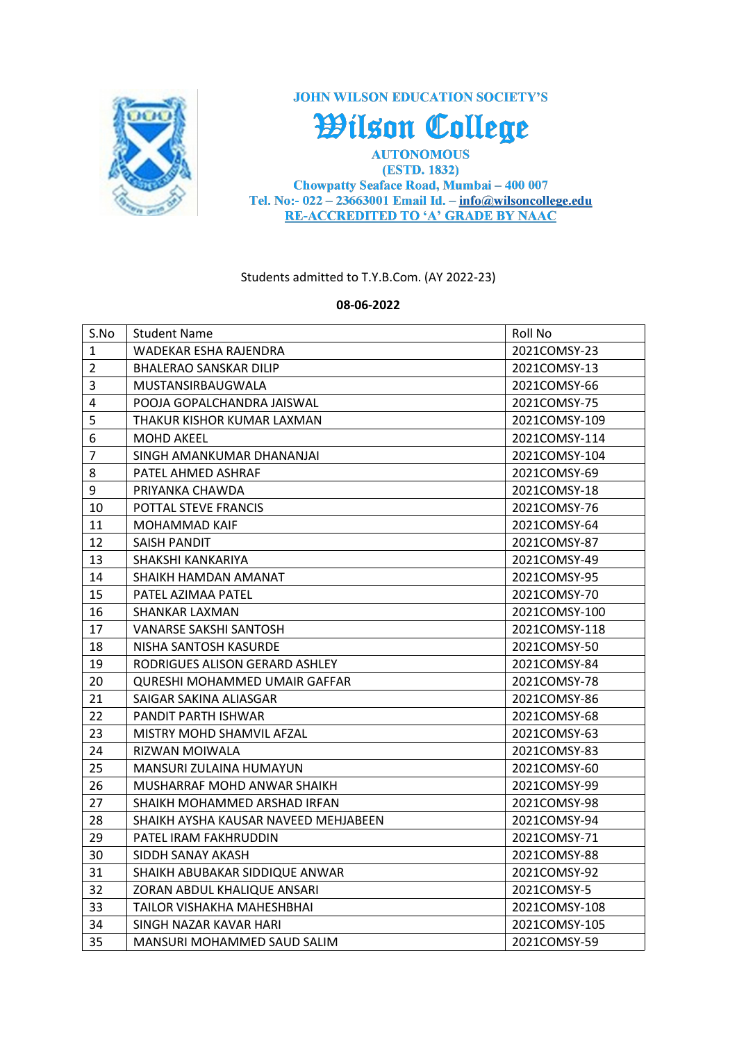**JOHN WILSON EDUCATION SOCIETY'S**

# Wilson College

**AUTONOMOUS**
**(ESTD. 1832)**
**Chowpatty Seaface Road, Mumbai – 400 007**
**Tel. No:- 022 – 23663001 Email Id. – info@wilsoncollege.edu**
**RE-ACCREDITED TO 'A' GRADE BY NAAC**

Students admitted to T.Y.B.Com. (AY 2022-23)

**08-06-2022**

| S.No | Student Name | Roll No |
|---|---|---|
| 1 | WADEKAR ESHA RAJENDRA | 2021COMSY-23 |
| 2 | BHALERAO SANSKAR DILIP | 2021COMSY-13 |
| 3 | MUSTANSIRBAUGWALA | 2021COMSY-66 |
| 4 | POOJA GOPALCHANDRA JAISWAL | 2021COMSY-75 |
| 5 | THAKUR KISHOR KUMAR LAXMAN | 2021COMSY-109 |
| 6 | MOHD AKEEL | 2021COMSY-114 |
| 7 | SINGH AMANKUMAR DHANANJAI | 2021COMSY-104 |
| 8 | PATEL AHMED ASHRAF | 2021COMSY-69 |
| 9 | PRIYANKA CHAWDA | 2021COMSY-18 |
| 10 | POTTAL STEVE FRANCIS | 2021COMSY-76 |
| 11 | MOHAMMAD KAIF | 2021COMSY-64 |
| 12 | SAISH PANDIT | 2021COMSY-87 |
| 13 | SHAKSHI KANKARIYA | 2021COMSY-49 |
| 14 | SHAIKH HAMDAN AMANAT | 2021COMSY-95 |
| 15 | PATEL AZIMAA PATEL | 2021COMSY-70 |
| 16 | SHANKAR LAXMAN | 2021COMSY-100 |
| 17 | VANARSE SAKSHI SANTOSH | 2021COMSY-118 |
| 18 | NISHA SANTOSH KASURDE | 2021COMSY-50 |
| 19 | RODRIGUES ALISON GERARD ASHLEY | 2021COMSY-84 |
| 20 | QURESHI MOHAMMED UMAIR GAFFAR | 2021COMSY-78 |
| 21 | SAIGAR SAKINA ALIASGAR | 2021COMSY-86 |
| 22 | PANDIT PARTH ISHWAR | 2021COMSY-68 |
| 23 | MISTRY MOHD SHAMVIL AFZAL | 2021COMSY-63 |
| 24 | RIZWAN MOIWALA | 2021COMSY-83 |
| 25 | MANSURI ZULAINA HUMAYUN | 2021COMSY-60 |
| 26 | MUSHARRAF MOHD ANWAR SHAIKH | 2021COMSY-99 |
| 27 | SHAIKH MOHAMMED ARSHAD IRFAN | 2021COMSY-98 |
| 28 | SHAIKH AYSHA KAUSAR NAVEED MEHJABEEN | 2021COMSY-94 |
| 29 | PATEL IRAM FAKHRUDDIN | 2021COMSY-71 |
| 30 | SIDDH SANAY AKASH | 2021COMSY-88 |
| 31 | SHAIKH ABUBAKAR SIDDIQUE ANWAR | 2021COMSY-92 |
| 32 | ZORAN ABDUL KHALIQUE ANSARI | 2021COMSY-5 |
| 33 | TAILOR VISHAKHA MAHESHBHAI | 2021COMSY-108 |
| 34 | SINGH NAZAR KAVAR HARI | 2021COMSY-105 |
| 35 | MANSURI MOHAMMED SAUD SALIM | 2021COMSY-59 |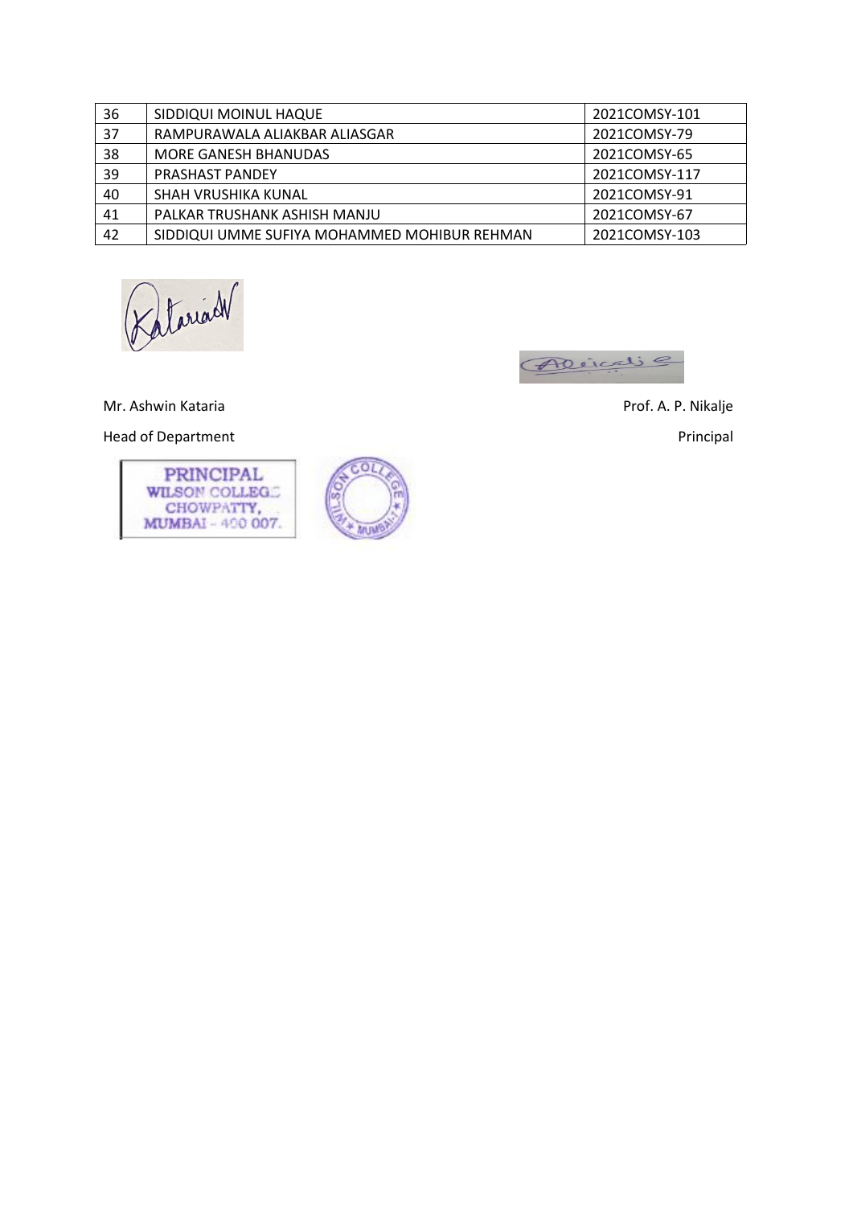| | | |
|---|---|---|
| 36 | SIDDIQUI MOINUL HAQUE | 2021COMSY-101 |
| 37 | RAMPURAWALA ALIAKBAR ALIASGAR | 2021COMSY-79 |
| 38 | MORE GANESH BHANUDAS | 2021COMSY-65 |
| 39 | PRASHAST PANDEY | 2021COMSY-117 |
| 40 | SHAH VRUSHIKA KUNAL | 2021COMSY-91 |
| 41 | PALKAR TRUSHANK ASHISH MANJU | 2021COMSY-67 |
| 42 | SIDDIQUI UMME SUFIYA MOHAMMED MOHIBUR REHMAN | 2021COMSY-103 |

Mr. Ashwin Kataria
Head of Department

Prof. A. P. Nikalje
Principal

PRINCIPAL
WILSON COLLEGE
CHOWPATTY,
MUMBAI - 400 007.